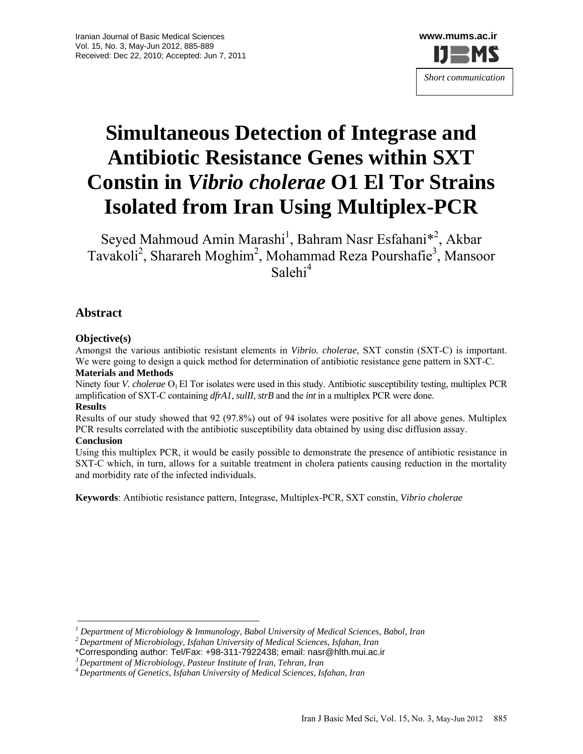Short communication

# Simultaneous Detection of Integrase and Antibiotic Resistance Genes within SXT Constin in *Vibrio cholerae* O1 El Tor Strains Isolated from Iran Using Multiplex-PCR

Seyed Mahmoud Amin Marashi[1], Bahram Nasr Esfahani*[2], Akbar Tavakoli[2], Sharareh Moghim[2], Mohammad Reza Pourshafie[3], Mansoor Salehi[4]

## Abstract

### Objective(s)

Amongst the various antibiotic resistant elements in *Vibrio. cholerae*, SXT constin (SXT-C) is important. We were going to design a quick method for determination of antibiotic resistance gene pattern in SXT-C.

### Materials and Methods

Ninety four *V. cholerae* $O_1$ El Tor isolates were used in this study. Antibiotic susceptibility testing, multiplex PCR amplification of SXT-C containing *dfrA1*, *sulII*, *strB* and the *int* in a multiplex PCR were done.

### Results

Results of our study showed that 92 (97.8%) out of 94 isolates were positive for all above genes. Multiplex PCR results correlated with the antibiotic susceptibility data obtained by using disc diffusion assay.

### Conclusion

Using this multiplex PCR, it would be easily possible to demonstrate the presence of antibiotic resistance in SXT-C which, in turn, allows for a suitable treatment in cholera patients causing reduction in the mortality and morbidity rate of the infected individuals.

**Keywords**: Antibiotic resistance pattern, Integrase, Multiplex-PCR, SXT constin, *Vibrio cholerae*

---

[1] *Department of Microbiology & Immunology, Babol University of Medical Sciences, Babol, Iran*

[2] *Department of Microbiology, Isfahan University of Medical Sciences, Isfahan, Iran*

*Corresponding author: Tel/Fax: +98-311-7922438; email: nasr@hlth.mui.ac.ir

[3] *Department of Microbiology, Pasteur Institute of Iran, Tehran, Iran*

[4] *Departments of Genetics, Isfahan University of Medical Sciences, Isfahan, Iran*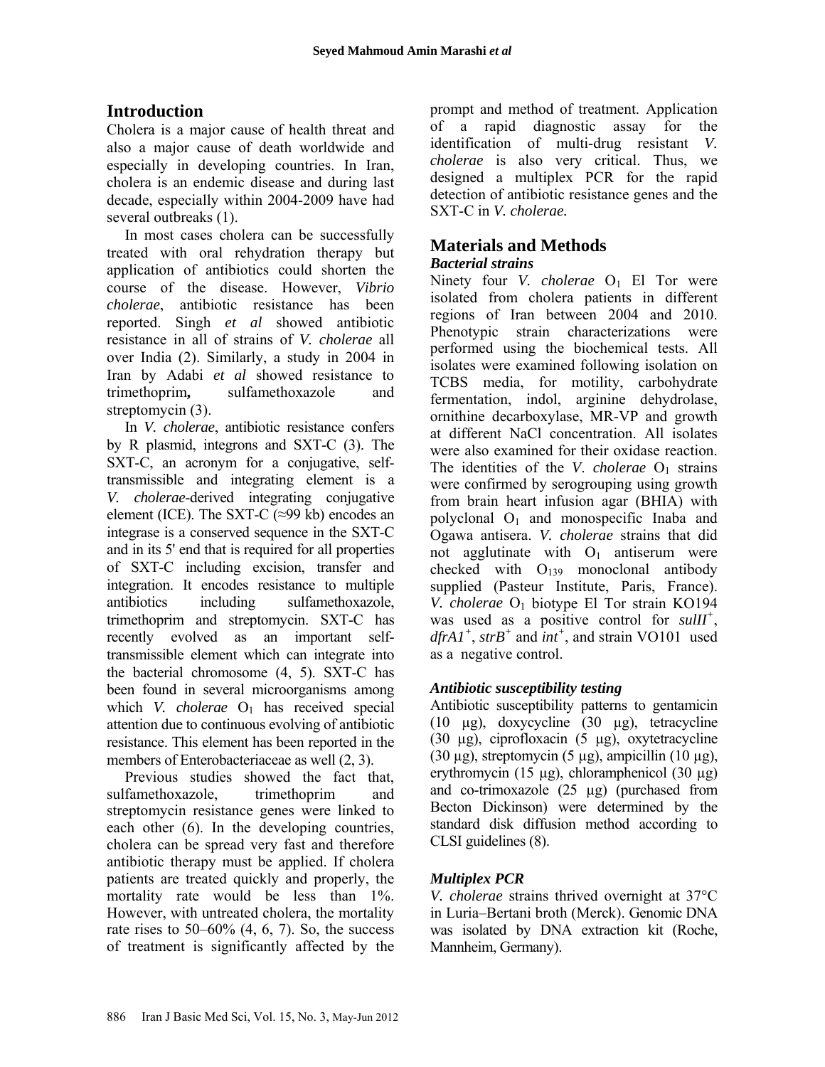## Introduction

Cholera is a major cause of health threat and also a major cause of death worldwide and especially in developing countries. In Iran, cholera is an endemic disease and during last decade, especially within 2004-2009 have had several outbreaks (1).

In most cases cholera can be successfully treated with oral rehydration therapy but application of antibiotics could shorten the course of the disease. However, *Vibrio cholerae*, antibiotic resistance has been reported. Singh *et al* showed antibiotic resistance in all of strains of *V. cholerae* all over India (2). Similarly, a study in 2004 in Iran by Adabi *et al* showed resistance to trimethoprim**,** sulfamethoxazole and streptomycin (3).

In *V. cholerae*, antibiotic resistance confers by R plasmid, integrons and SXT-C (3). The SXT-C, an acronym for a conjugative, self-transmissible and integrating element is a *V. cholerae*-derived integrating conjugative element (ICE). The SXT-C (≈99 kb) encodes an integrase is a conserved sequence in the SXT-C and in its 5' end that is required for all properties of SXT-C including excision, transfer and integration. It encodes resistance to multiple antibiotics including sulfamethoxazole, trimethoprim and streptomycin. SXT-C has recently evolved as an important self-transmissible element which can integrate into the bacterial chromosome (4, 5). SXT-C has been found in several microorganisms among which *V. cholerae* $O_1$ has received special attention due to continuous evolving of antibiotic resistance. This element has been reported in the members of Enterobacteriaceae as well (2, 3).

Previous studies showed the fact that, sulfamethoxazole, trimethoprim and streptomycin resistance genes were linked to each other (6). In the developing countries, cholera can be spread very fast and therefore antibiotic therapy must be applied. If cholera patients are treated quickly and properly, the mortality rate would be less than 1%. However, with untreated cholera, the mortality rate rises to 50–60% (4, 6, 7). So, the success of treatment is significantly affected by the prompt and method of treatment. Application of a rapid diagnostic assay for the identification of multi-drug resistant *V. cholerae* is also very critical. Thus, we designed a multiplex PCR for the rapid detection of antibiotic resistance genes and the SXT-C in *V. cholerae.*

## Materials and Methods

### *Bacterial strains*

Ninety four *V. cholerae* $O_1$ El Tor were isolated from cholera patients in different regions of Iran between 2004 and 2010. Phenotypic strain characterizations were performed using the biochemical tests. All isolates were examined following isolation on TCBS media, for motility, carbohydrate fermentation, indol, arginine dehydrolase, ornithine decarboxylase, MR-VP and growth at different NaCl concentration. All isolates were also examined for their oxidase reaction. The identities of the *V. cholerae* $O_1$ strains were confirmed by serogrouping using growth from brain heart infusion agar (BHIA) with polyclonal $O_1$ and monospecific Inaba and Ogawa antisera. *V. cholerae* strains that did not agglutinate with $O_1$ antiserum were checked with $O_{139}$ monoclonal antibody supplied (Pasteur Institute, Paris, France). *V. cholerae* $O_1$ biotype El Tor strain KO194 was used as a positive control for *sulII*$^+$, *dfrA1*$^+$, *strB*$^+$ and *int*$^+$, and strain VO101 used as a negative control.

### *Antibiotic susceptibility testing*

Antibiotic susceptibility patterns to gentamicin (10 µg), doxycycline (30 µg), tetracycline (30 µg), ciprofloxacin (5 µg), oxytetracycline (30 µg), streptomycin (5 µg), ampicillin (10 µg), erythromycin (15 µg), chloramphenicol (30 µg) and co-trimoxazole (25 µg) (purchased from Becton Dickinson) were determined by the standard disk diffusion method according to CLSI guidelines (8).

### *Multiplex PCR*

*V. cholerae* strains thrived overnight at 37°C in Luria–Bertani broth (Merck). Genomic DNA was isolated by DNA extraction kit (Roche, Mannheim, Germany).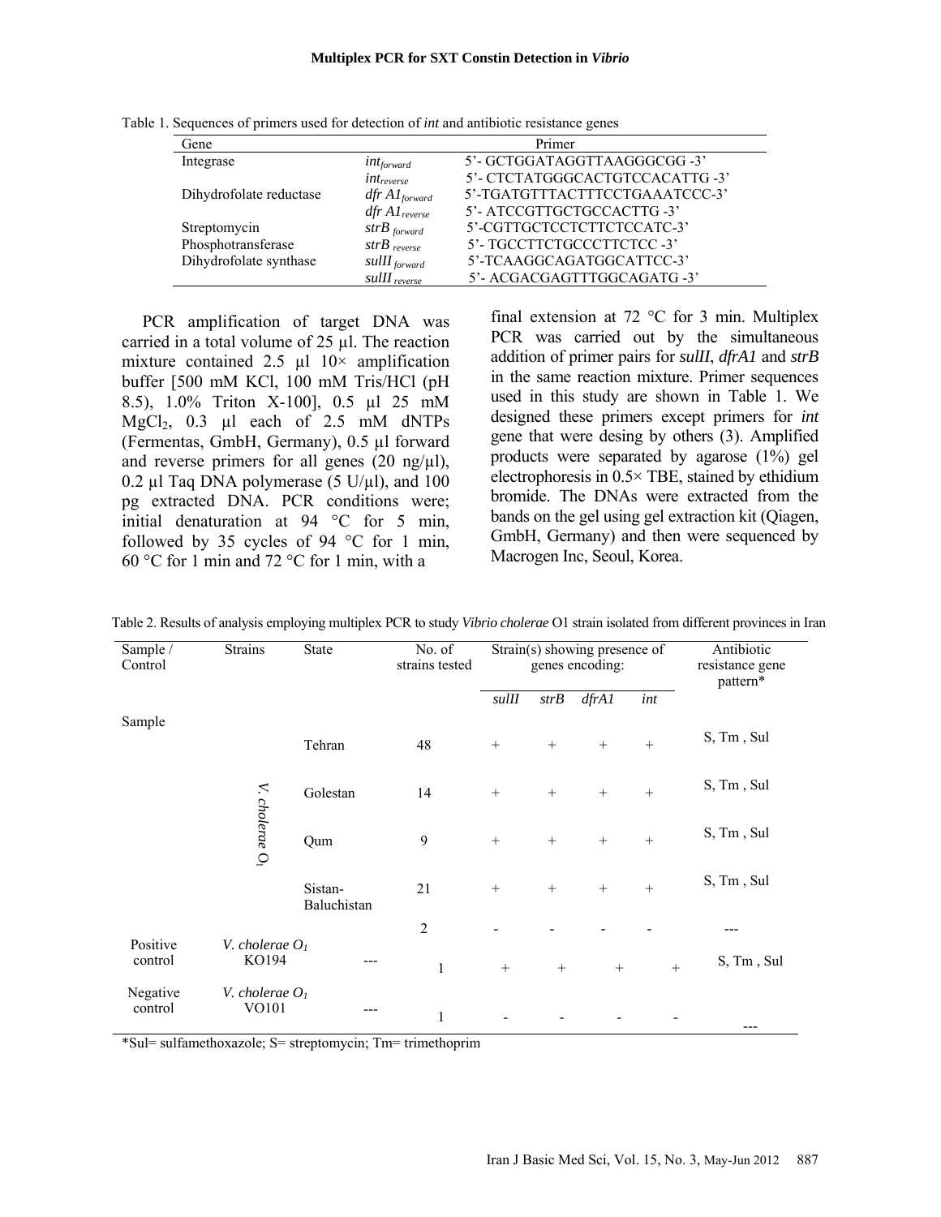Table 1. Sequences of primers used for detection of *int* and antibiotic resistance genes

| Gene | Primer | |
|---|---|---|
| Integrase | $int_{forward}$ | 5'- GCTGGATAGGTTAAGGGCGG -3' |
| | $int_{reverse}$ | 5'- CTCTATGGGCACTGTCCACATTG -3' |
| Dihydrofolate reductase | $dfr\ A1_{forward}$ | 5'-TGATGTTTACTTTCCTGAAATCCC-3' |
| | $dfr\ A1_{reverse}$ | 5'- ATCCGTTGCTGCCACTTG -3' |
| Streptomycin | $strB_{forward}$ | 5'-CGTTGCTCCTCTTCTCCATC-3' |
| Phosphotransferase | $strB_{reverse}$ | 5'- TGCCTTCTGCCCTTCTCC -3' |
| Dihydrofolate synthase | $sulII_{forward}$ | 5'-TCAAGGCAGATGGCATTCC-3' |
| | $sulII_{reverse}$ | 5'- ACGACGAGTTTGGCAGATG -3' |

PCR amplification of target DNA was carried in a total volume of 25 µl. The reaction mixture contained 2.5 µl 10× amplification buffer [500 mM KCl, 100 mM Tris/HCl (pH 8.5), 1.0% Triton X-100], 0.5 µl 25 mM $MgCl_2$, 0.3 µl each of 2.5 mM dNTPs (Fermentas, GmbH, Germany), 0.5 µl forward and reverse primers for all genes (20 ng/µl), 0.2 µl Taq DNA polymerase (5 U/µl), and 100 pg extracted DNA. PCR conditions were; initial denaturation at 94 °C for 5 min, followed by 35 cycles of 94 °C for 1 min, 60 °C for 1 min and 72 °C for 1 min, with a final extension at 72 °C for 3 min. Multiplex PCR was carried out by the simultaneous addition of primer pairs for *sulII*, *dfrA1* and *strB* in the same reaction mixture. Primer sequences used in this study are shown in Table 1. We designed these primers except primers for *int* gene that were desing by others (3). Amplified products were separated by agarose (1%) gel electrophoresis in 0.5× TBE, stained by ethidium bromide. The DNAs were extracted from the bands on the gel using gel extraction kit (Qiagen, GmbH, Germany) and then were sequenced by Macrogen Inc, Seoul, Korea.

Table 2. Results of analysis employing multiplex PCR to study *Vibrio cholerae* O1 strain isolated from different provinces in Iran

| Sample / Control | Strains | State | No. of strains tested | Strain(s) showing presence of genes encoding: | | | | Antibiotic resistance gene pattern* |
|---|---|---|---|---|---|---|---|---|
| | | | | *sulII* | *strB* | *dfrA1* | *int* | |
| Sample | *V. cholerae* $O_1$ | Tehran | 48 | + | + | + | + | S, Tm , Sul |
| | | Golestan | 14 | + | + | + | + | S, Tm , Sul |
| | | Qum | 9 | + | + | + | + | S, Tm , Sul |
| | | Sistan-Baluchistan | 21 | + | + | + | + | S, Tm , Sul |
| | | | 2 | - | - | - | - | --- |
| Positive control | *V. cholerae* $O_1$ KO194 | --- | 1 | + | + | + | + | S, Tm , Sul |
| Negative control | *V. cholerae* $O_1$ VO101 | --- | 1 | - | - | - | - | --- |

*Sul= sulfamethoxazole; S= streptomycin; Tm= trimethoprim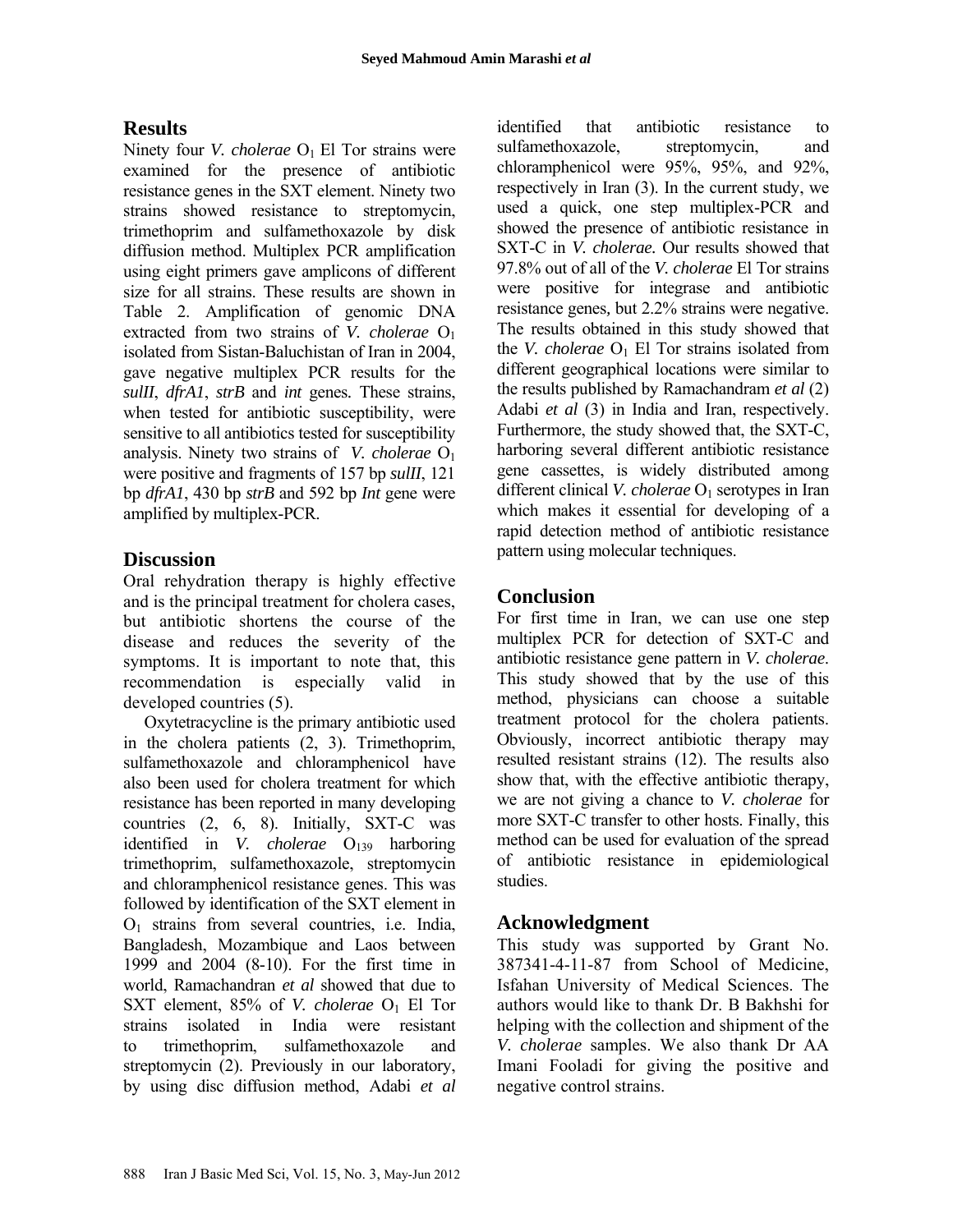## Results

Ninety four *V. cholerae* $O_1$ El Tor strains were examined for the presence of antibiotic resistance genes in the SXT element. Ninety two strains showed resistance to streptomycin, trimethoprim and sulfamethoxazole by disk diffusion method. Multiplex PCR amplification using eight primers gave amplicons of different size for all strains. These results are shown in Table 2. Amplification of genomic DNA extracted from two strains of *V. cholerae* $O_1$ isolated from Sistan-Baluchistan of Iran in 2004, gave negative multiplex PCR results for the *sulII*, *dfrA1*, *strB* and *int* genes. These strains, when tested for antibiotic susceptibility, were sensitive to all antibiotics tested for susceptibility analysis. Ninety two strains of *V. cholerae* $O_1$ were positive and fragments of 157 bp *sulII*, 121 bp *dfrA1*, 430 bp *strB* and 592 bp *Int* gene were amplified by multiplex-PCR.

## Discussion

Oral rehydration therapy is highly effective and is the principal treatment for cholera cases, but antibiotic shortens the course of the disease and reduces the severity of the symptoms. It is important to note that, this recommendation is especially valid in developed countries (5).

Oxytetracycline is the primary antibiotic used in the cholera patients (2, 3). Trimethoprim, sulfamethoxazole and chloramphenicol have also been used for cholera treatment for which resistance has been reported in many developing countries (2, 6, 8). Initially, SXT-C was identified in *V. cholerae* $O_{139}$ harboring trimethoprim, sulfamethoxazole, streptomycin and chloramphenicol resistance genes. This was followed by identification of the SXT element in $O_1$ strains from several countries, i.e. India, Bangladesh, Mozambique and Laos between 1999 and 2004 (8-10). For the first time in world, Ramachandran *et al* showed that due to SXT element, 85% of *V. cholerae* $O_1$ El Tor strains isolated in India were resistant to trimethoprim, sulfamethoxazole and streptomycin (2). Previously in our laboratory, by using disc diffusion method, Adabi *et al* identified that antibiotic resistance to sulfamethoxazole, streptomycin, and chloramphenicol were 95%, 95%, and 92%, respectively in Iran (3). In the current study, we used a quick, one step multiplex-PCR and showed the presence of antibiotic resistance in SXT-C in *V. cholerae.* Our results showed that 97.8% out of all of the *V. cholerae* El Tor strains were positive for integrase and antibiotic resistance genes, but 2.2% strains were negative. The results obtained in this study showed that the *V. cholerae* $O_1$ El Tor strains isolated from different geographical locations were similar to the results published by Ramachandram *et al* (2) Adabi *et al* (3) in India and Iran, respectively. Furthermore, the study showed that, the SXT-C, harboring several different antibiotic resistance gene cassettes, is widely distributed among different clinical *V. cholerae* $O_1$ serotypes in Iran which makes it essential for developing of a rapid detection method of antibiotic resistance pattern using molecular techniques.

## Conclusion

For first time in Iran, we can use one step multiplex PCR for detection of SXT-C and antibiotic resistance gene pattern in *V. cholerae*. This study showed that by the use of this method, physicians can choose a suitable treatment protocol for the cholera patients. Obviously, incorrect antibiotic therapy may resulted resistant strains (12). The results also show that, with the effective antibiotic therapy, we are not giving a chance to *V. cholerae* for more SXT-C transfer to other hosts. Finally, this method can be used for evaluation of the spread of antibiotic resistance in epidemiological studies.

## Acknowledgment

This study was supported by Grant No. 387341-4-11-87 from School of Medicine, Isfahan University of Medical Sciences. The authors would like to thank Dr. B Bakhshi for helping with the collection and shipment of the *V. cholerae* samples. We also thank Dr AA Imani Fooladi for giving the positive and negative control strains.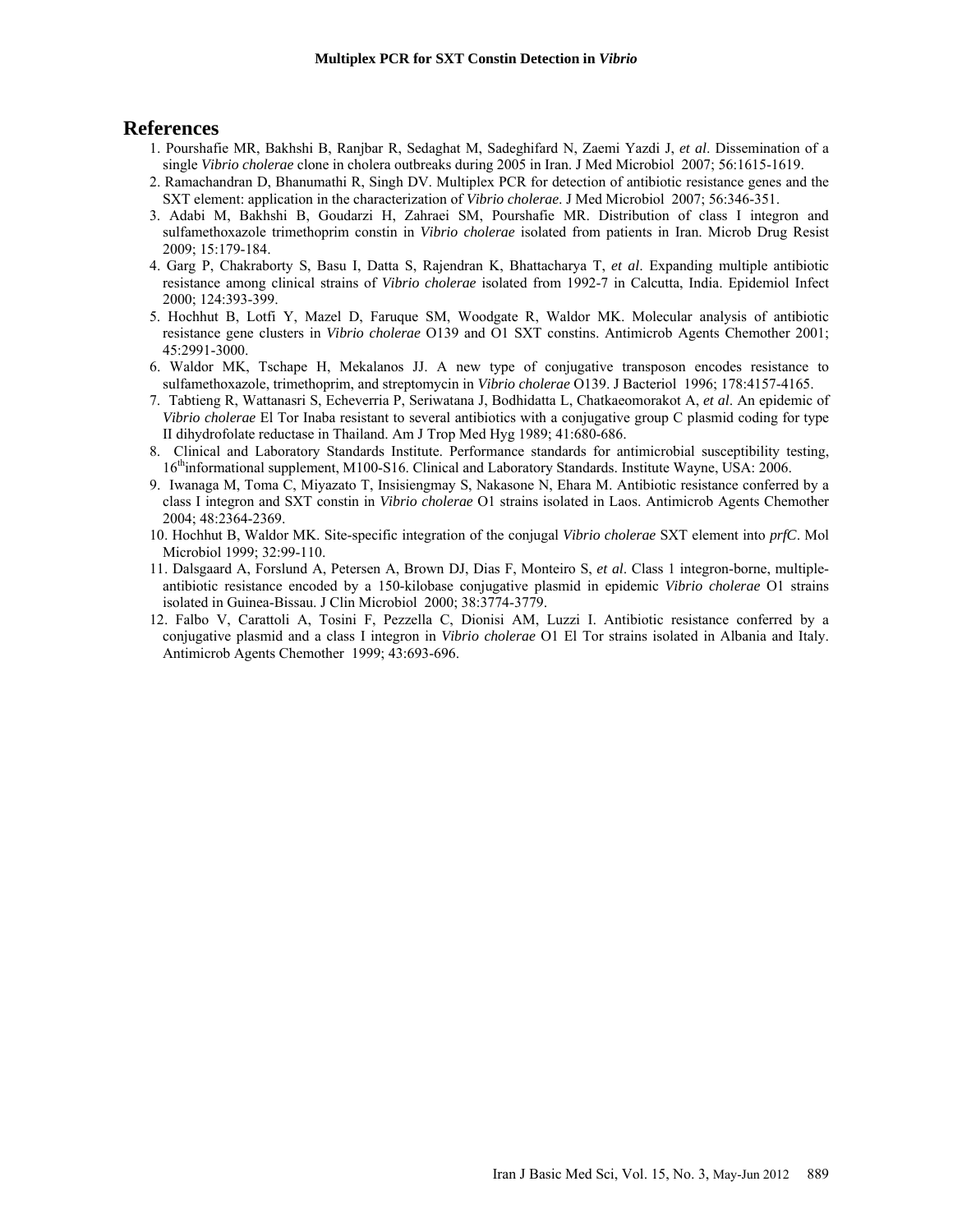## References

1. Pourshafie MR, Bakhshi B, Ranjbar R, Sedaghat M, Sadeghifard N, Zaemi Yazdi J, *et al*. Dissemination of a single *Vibrio cholerae* clone in cholera outbreaks during 2005 in Iran. J Med Microbiol 2007; 56:1615-1619.
2. Ramachandran D, Bhanumathi R, Singh DV. Multiplex PCR for detection of antibiotic resistance genes and the SXT element: application in the characterization of *Vibrio cholerae*. J Med Microbiol 2007; 56:346-351.
3. Adabi M, Bakhshi B, Goudarzi H, Zahraei SM, Pourshafie MR. Distribution of class I integron and sulfamethoxazole trimethoprim constin in *Vibrio cholerae* isolated from patients in Iran. Microb Drug Resist 2009; 15:179-184.
4. Garg P, Chakraborty S, Basu I, Datta S, Rajendran K, Bhattacharya T, *et al*. Expanding multiple antibiotic resistance among clinical strains of *Vibrio cholerae* isolated from 1992-7 in Calcutta, India. Epidemiol Infect 2000; 124:393-399.
5. Hochhut B, Lotfi Y, Mazel D, Faruque SM, Woodgate R, Waldor MK. Molecular analysis of antibiotic resistance gene clusters in *Vibrio cholerae* O139 and O1 SXT constins. Antimicrob Agents Chemother 2001; 45:2991-3000.
6. Waldor MK, Tschape H, Mekalanos JJ. A new type of conjugative transposon encodes resistance to sulfamethoxazole, trimethoprim, and streptomycin in *Vibrio cholerae* O139. J Bacteriol 1996; 178:4157-4165.
7. Tabtieng R, Wattanasri S, Echeverria P, Seriwatana J, Bodhidatta L, Chatkaeomorakot A, *et al*. An epidemic of *Vibrio cholerae* El Tor Inaba resistant to several antibiotics with a conjugative group C plasmid coding for type II dihydrofolate reductase in Thailand. Am J Trop Med Hyg 1989; 41:680-686.
8. Clinical and Laboratory Standards Institute. Performance standards for antimicrobial susceptibility testing, 16thinformational supplement, M100-S16. Clinical and Laboratory Standards. Institute Wayne, USA: 2006.
9. Iwanaga M, Toma C, Miyazato T, Insisiengmay S, Nakasone N, Ehara M. Antibiotic resistance conferred by a class I integron and SXT constin in *Vibrio cholerae* O1 strains isolated in Laos. Antimicrob Agents Chemother 2004; 48:2364-2369.
10. Hochhut B, Waldor MK. Site-specific integration of the conjugal *Vibrio cholerae* SXT element into *prfC*. Mol Microbiol 1999; 32:99-110.
11. Dalsgaard A, Forslund A, Petersen A, Brown DJ, Dias F, Monteiro S, *et al*. Class 1 integron-borne, multiple-antibiotic resistance encoded by a 150-kilobase conjugative plasmid in epidemic *Vibrio cholerae* O1 strains isolated in Guinea-Bissau. J Clin Microbiol 2000; 38:3774-3779.
12. Falbo V, Carattoli A, Tosini F, Pezzella C, Dionisi AM, Luzzi I. Antibiotic resistance conferred by a conjugative plasmid and a class I integron in *Vibrio cholerae* O1 El Tor strains isolated in Albania and Italy. Antimicrob Agents Chemother 1999; 43:693-696.